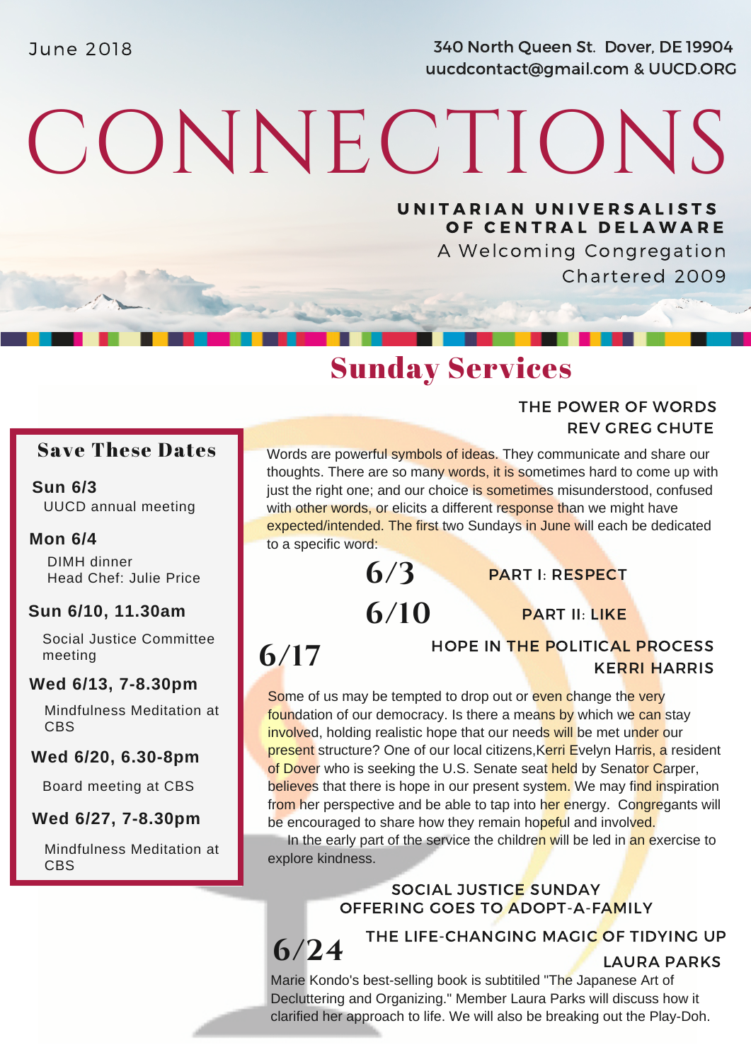June 2018

340 North Queen St. Dover, DE 19904
uucdcontact@gmail.com & UUCD.ORG

# CONNECTIONS

**UNITARIAN UNIVERSALISTS OF CENTRAL DELAWARE**
A Welcoming Congregation
Chartered 2009

## Sunday Services

### THE POWER OF WORDS
REV GREG CHUTE

Words are powerful symbols of ideas. They communicate and share our thoughts. There are so many words, it is sometimes hard to come up with just the right one; and our choice is sometimes misunderstood, confused with other words, or elicits a different response than we might have expected/intended. The first two Sundays in June will each be dedicated to a specific word:

**6/3** PART I: RESPECT

**6/10** PART II: LIKE

**6/17**

### HOPE IN THE POLITICAL PROCESS
KERRI HARRIS

Some of us may be tempted to drop out or even change the very foundation of our democracy. Is there a means by which we can stay involved, holding realistic hope that our needs will be met under our present structure? One of our local citizens,Kerri Evelyn Harris, a resident of Dover who is seeking the U.S. Senate seat held by Senator Carper, believes that there is hope in our present system. We may find inspiration from her perspective and be able to tap into her energy. Congregants will be encouraged to share how they remain hopeful and involved.

In the early part of the service the children will be led in an exercise to explore kindness.

SOCIAL JUSTICE SUNDAY
OFFERING GOES TO ADOPT-A-FAMILY

**6/24**

### THE LIFE-CHANGING MAGIC OF TIDYING UP
LAURA PARKS

Marie Kondo's best-selling book is subtitiled "The Japanese Art of Decluttering and Organizing." Member Laura Parks will discuss how it clarified her approach to life. We will also be breaking out the Play-Doh.

## Save These Dates

**Sun 6/3**
UUCD annual meeting

**Mon 6/4**
DIMH dinner
Head Chef: Julie Price

**Sun 6/10, 11.30am**
Social Justice Committee meeting

**Wed 6/13, 7-8.30pm**
Mindfulness Meditation at CBS

**Wed 6/20, 6.30-8pm**
Board meeting at CBS

**Wed 6/27, 7-8.30pm**
Mindfulness Meditation at CBS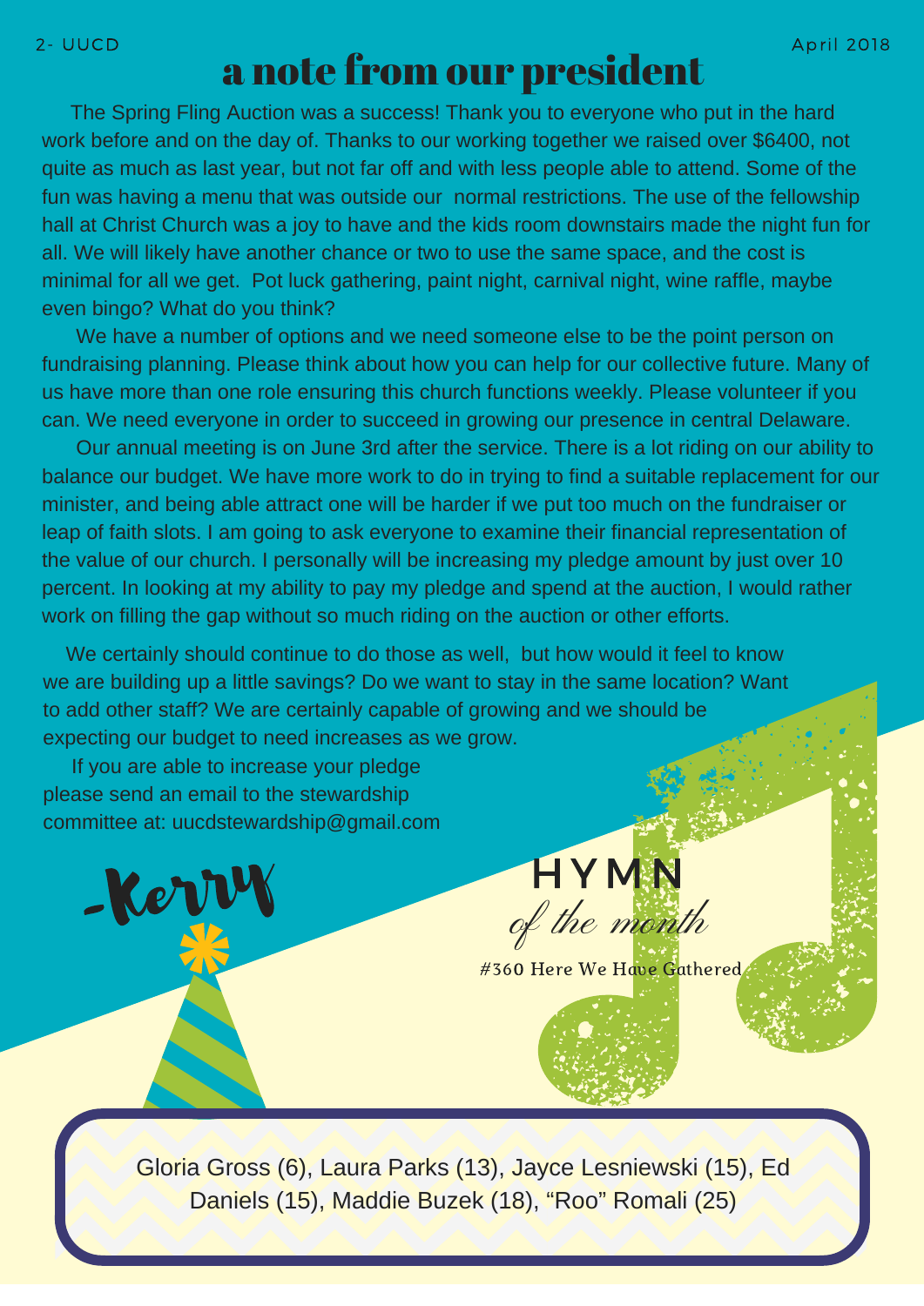# a note from our president

The Spring Fling Auction was a success! Thank you to everyone who put in the hard work before and on the day of. Thanks to our working together we raised over $6400, not quite as much as last year, but not far off and with less people able to attend. Some of the fun was having a menu that was outside our normal restrictions. The use of the fellowship hall at Christ Church was a joy to have and the kids room downstairs made the night fun for all. We will likely have another chance or two to use the same space, and the cost is minimal for all we get. Pot luck gathering, paint night, carnival night, wine raffle, maybe even bingo? What do you think?

We have a number of options and we need someone else to be the point person on fundraising planning. Please think about how you can help for our collective future. Many of us have more than one role ensuring this church functions weekly. Please volunteer if you can. We need everyone in order to succeed in growing our presence in central Delaware.

Our annual meeting is on June 3rd after the service. There is a lot riding on our ability to balance our budget. We have more work to do in trying to find a suitable replacement for our minister, and being able attract one will be harder if we put too much on the fundraiser or leap of faith slots. I am going to ask everyone to examine their financial representation of the value of our church. I personally will be increasing my pledge amount by just over 10 percent. In looking at my ability to pay my pledge and spend at the auction, I would rather work on filling the gap without so much riding on the auction or other efforts.

We certainly should continue to do those as well, but how would it feel to know we are building up a little savings? Do we want to stay in the same location? Want to add other staff? We are certainly capable of growing and we should be expecting our budget to need increases as we grow.

If you are able to increase your pledge please send an email to the stewardship committee at: uucdstewardship@gmail.com

-Kerry

## HYMN *of the month*

#360 Here We Have Gathered

Gloria Gross (6), Laura Parks (13), Jayce Lesniewski (15), Ed Daniels (15), Maddie Buzek (18), "Roo" Romali (25)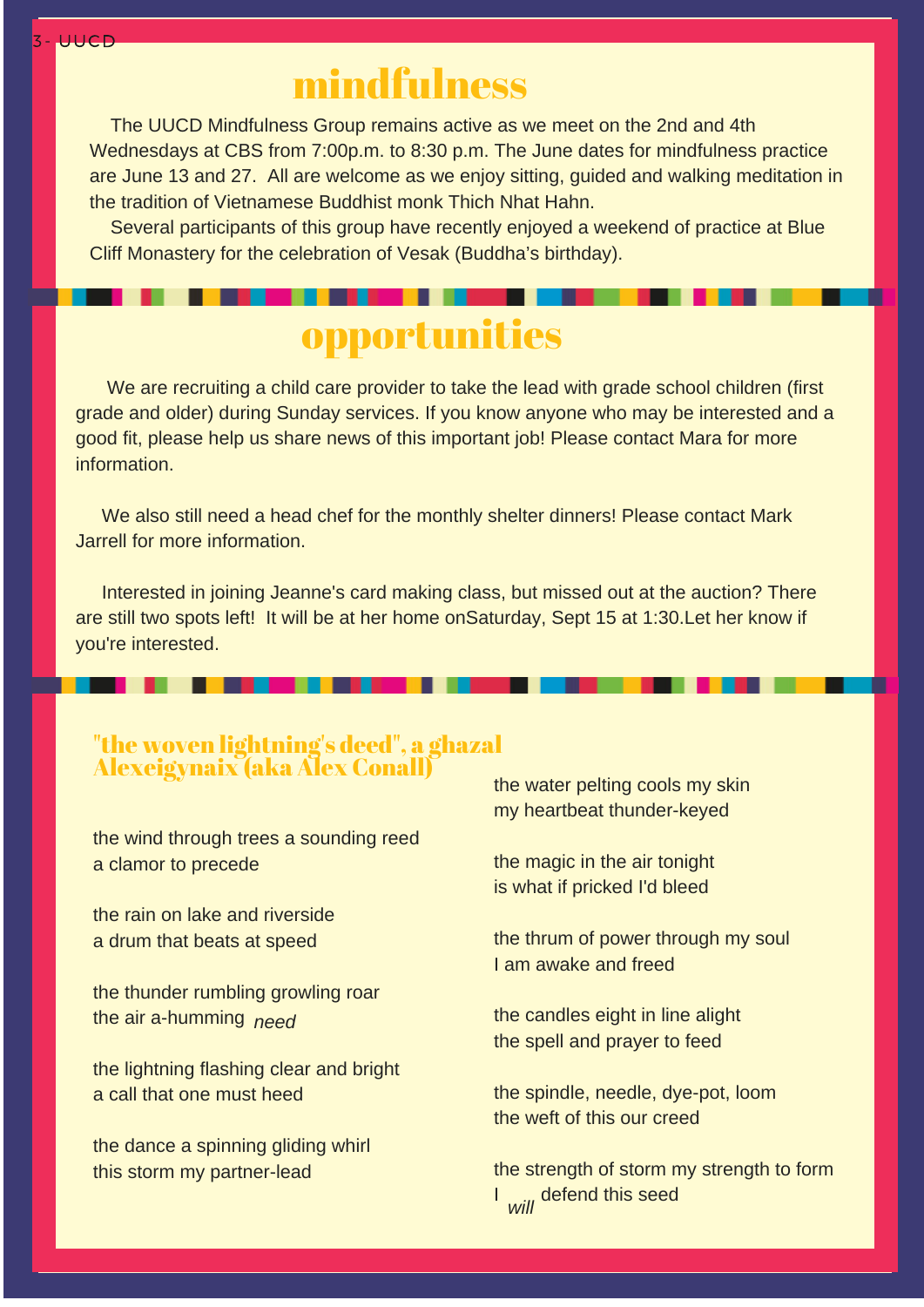# mindfulness

The UUCD Mindfulness Group remains active as we meet on the 2nd and 4th Wednesdays at CBS from 7:00p.m. to 8:30 p.m. The June dates for mindfulness practice are June 13 and 27. All are welcome as we enjoy sitting, guided and walking meditation in the tradition of Vietnamese Buddhist monk Thich Nhat Hahn.

Several participants of this group have recently enjoyed a weekend of practice at Blue Cliff Monastery for the celebration of Vesak (Buddha's birthday).

# opportunities

We are recruiting a child care provider to take the lead with grade school children (first grade and older) during Sunday services. If you know anyone who may be interested and a good fit, please help us share news of this important job! Please contact Mara for more information.

We also still need a head chef for the monthly shelter dinners! Please contact Mark Jarrell for more information.

Interested in joining Jeanne's card making class, but missed out at the auction? There are still two spots left! It will be at her home onSaturday, Sept 15 at 1:30.Let her know if you're interested.

### "the woven lightning's deed", a ghazal
### Alexeigynaix (aka Alex Conall)

the wind through trees a sounding reed
a clamor to precede

the rain on lake and riverside
a drum that beats at speed

the thunder rumbling growling roar
the air a-humming *need*

the lightning flashing clear and bright
a call that one must heed

the dance a spinning gliding whirl
this storm my partner-lead

the water pelting cools my skin
my heartbeat thunder-keyed

the magic in the air tonight
is what if pricked I'd bleed

the thrum of power through my soul
I am awake and freed

the candles eight in line alight
the spell and prayer to feed

the spindle, needle, dye-pot, loom
the weft of this our creed

the strength of storm my strength to form
I *will* defend this seed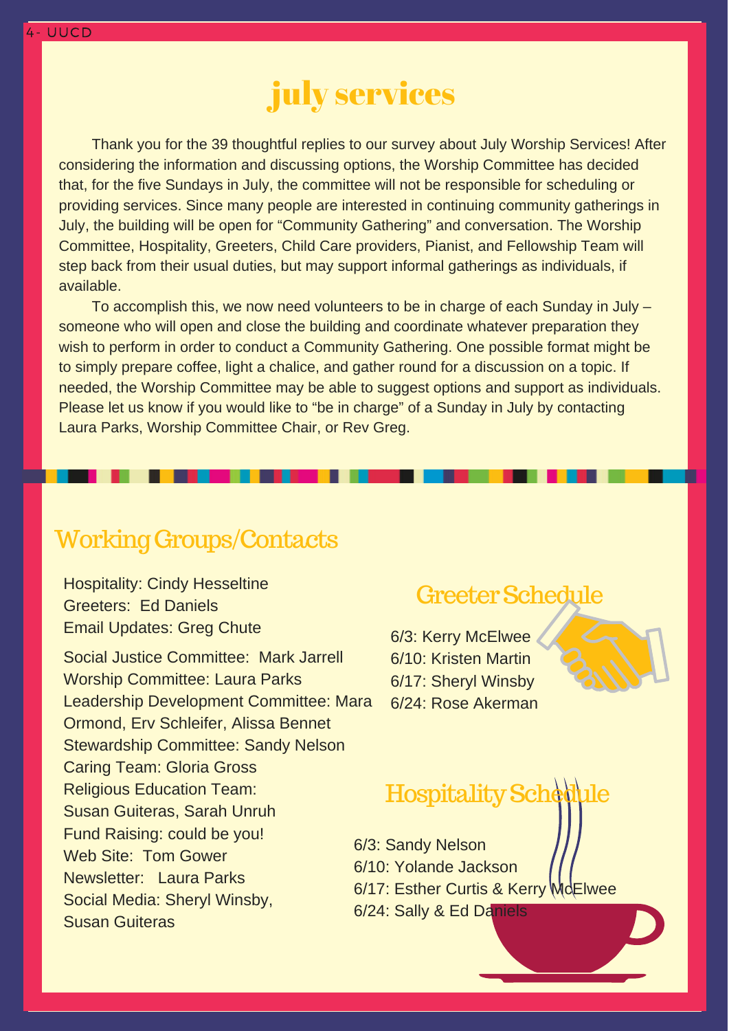# july services

Thank you for the 39 thoughtful replies to our survey about July Worship Services! After considering the information and discussing options, the Worship Committee has decided that, for the five Sundays in July, the committee will not be responsible for scheduling or providing services. Since many people are interested in continuing community gatherings in July, the building will be open for "Community Gathering" and conversation. The Worship Committee, Hospitality, Greeters, Child Care providers, Pianist, and Fellowship Team will step back from their usual duties, but may support informal gatherings as individuals, if available.

To accomplish this, we now need volunteers to be in charge of each Sunday in July – someone who will open and close the building and coordinate whatever preparation they wish to perform in order to conduct a Community Gathering. One possible format might be to simply prepare coffee, light a chalice, and gather round for a discussion on a topic. If needed, the Worship Committee may be able to suggest options and support as individuals. Please let us know if you would like to "be in charge" of a Sunday in July by contacting Laura Parks, Worship Committee Chair, or Rev Greg.

## Working Groups/Contacts

Hospitality: Cindy Hesseltine
Greeters: Ed Daniels
Email Updates: Greg Chute

Social Justice Committee: Mark Jarrell
Worship Committee: Laura Parks
Leadership Development Committee: Mara Ormond, Erv Schleifer, Alissa Bennet
Stewardship Committee: Sandy Nelson
Caring Team: Gloria Gross
Religious Education Team: Susan Guiteras, Sarah Unruh
Fund Raising: could be you!
Web Site: Tom Gower
Newsletter: Laura Parks
Social Media: Sheryl Winsby, Susan Guiteras

## Greeter Schedule

6/3: Kerry McElwee
6/10: Kristen Martin
6/17: Sheryl Winsby
6/24: Rose Akerman

## Hospitality Schedule

6/3: Sandy Nelson
6/10: Yolande Jackson
6/17: Esther Curtis & Kerry McElwee
6/24: Sally & Ed Daniels